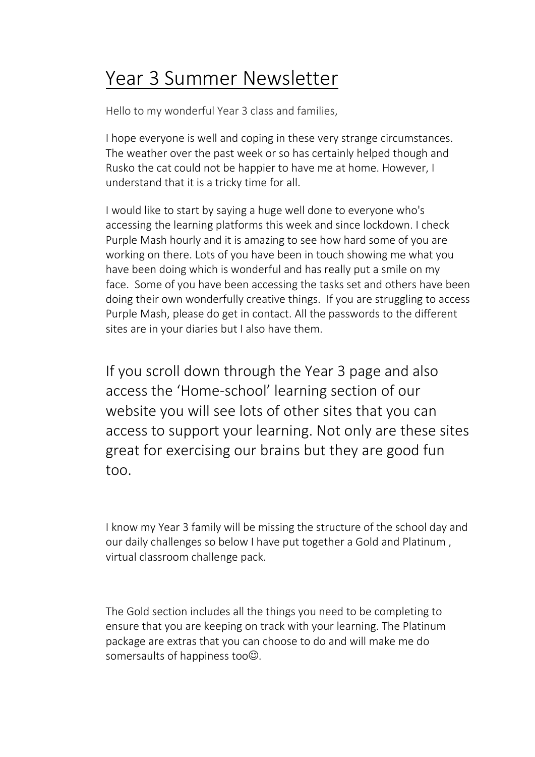# Year 3 Summer Newsletter

Hello to my wonderful Year 3 class and families,

I hope everyone is well and coping in these very strange circumstances. The weather over the past week or so has certainly helped though and Rusko the cat could not be happier to have me at home. However, I understand that it is a tricky time for all.

I would like to start by saying a huge well done to everyone who's accessing the learning platforms this week and since lockdown. I check Purple Mash hourly and it is amazing to see how hard some of you are working on there. Lots of you have been in touch showing me what you have been doing which is wonderful and has really put a smile on my face. Some of you have been accessing the tasks set and others have been doing their own wonderfully creative things. If you are struggling to access Purple Mash, please do get in contact. All the passwords to the different sites are in your diaries but I also have them.

If you scroll down through the Year 3 page and also access the 'Home-school' learning section of our website you will see lots of other sites that you can access to support your learning. Not only are these sites great for exercising our brains but they are good fun too.

I know my Year 3 family will be missing the structure of the school day and our daily challenges so below I have put together a Gold and Platinum , virtual classroom challenge pack.

The Gold section includes all the things you need to be completing to ensure that you are keeping on track with your learning. The Platinum package are extras that you can choose to do and will make me do somersaults of happiness too☺.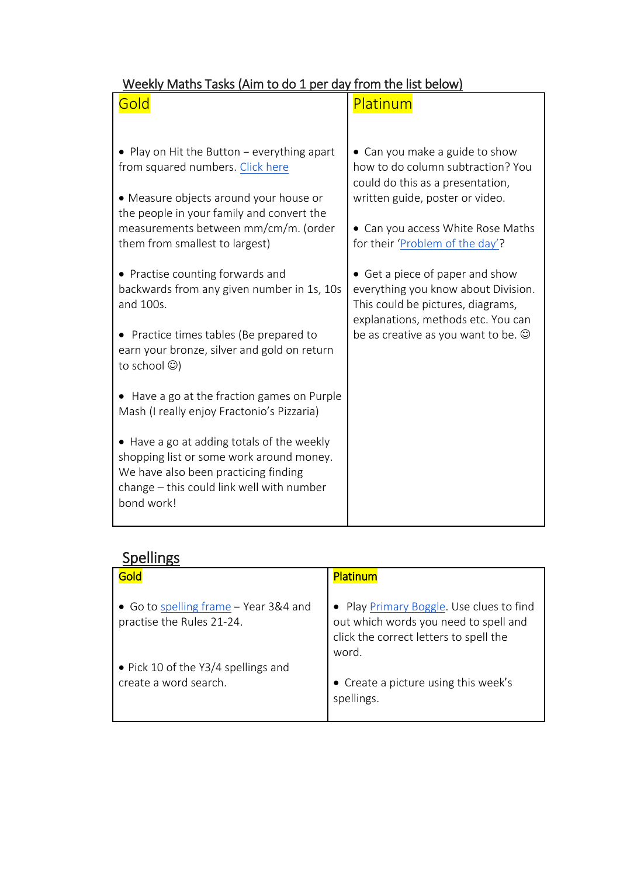## Weekly Maths Tasks (Aim to do 1 per day from the list below)

| Gold | Platinum |
|---|---|
| • Play on Hit the Button – everything apart from squared numbers. Click here<br><br>• Measure objects around your house or the people in your family and convert the measurements between mm/cm/m. (order them from smallest to largest)<br><br>• Practise counting forwards and backwards from any given number in 1s, 10s and 100s.<br><br>• Practice times tables (Be prepared to earn your bronze, silver and gold on return to school ☺)<br><br>• Have a go at the fraction games on Purple Mash (I really enjoy Fractonio's Pizzaria)<br><br>• Have a go at adding totals of the weekly shopping list or some work around money. We have also been practicing finding change – this could link well with number bond work! | • Can you make a guide to show how to do column subtraction? You could do this as a presentation, written guide, poster or video.<br><br>• Can you access White Rose Maths for their 'Problem of the day'?<br><br>• Get a piece of paper and show everything you know about Division. This could be pictures, diagrams, explanations, methods etc. You can be as creative as you want to be. ☺ |

## Spellings

| Gold | Platinum |
|---|---|
| • Go to spelling frame – Year 3&4 and practise the Rules 21-24.<br><br>• Pick 10 of the Y3/4 spellings and create a word search. | • Play Primary Boggle. Use clues to find out which words you need to spell and click the correct letters to spell the word.<br><br>• Create a picture using this week's spellings. |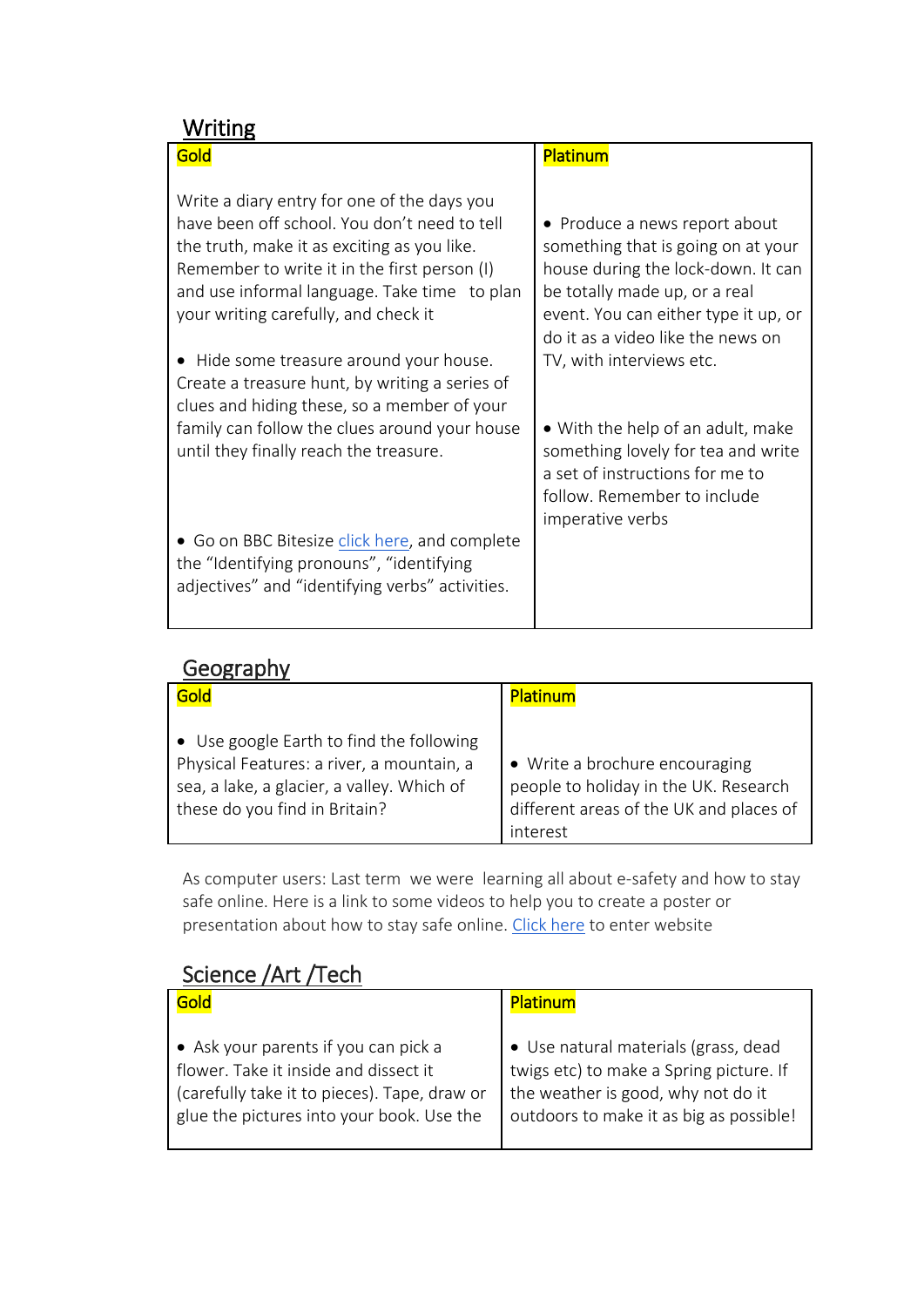## Writing

| Gold | Platinum |
| --- | --- |
| Write a diary entry for one of the days you have been off school. You don't need to tell the truth, make it as exciting as you like. Remember to write it in the first person (I) and use informal language. Take time to plan your writing carefully, and check it<br><br>• Hide some treasure around your house. Create a treasure hunt, by writing a series of clues and hiding these, so a member of your family can follow the clues around your house until they finally reach the treasure.<br><br>• Go on BBC Bitesize click here, and complete the "Identifying pronouns", "identifying adjectives" and "identifying verbs" activities. | • Produce a news report about something that is going on at your house during the lock-down. It can be totally made up, or a real event. You can either type it up, or do it as a video like the news on TV, with interviews etc.<br><br>• With the help of an adult, make something lovely for tea and write a set of instructions for me to follow. Remember to include imperative verbs |

## Geography

| Gold | Platinum |
| --- | --- |
| • Use google Earth to find the following Physical Features: a river, a mountain, a sea, a lake, a glacier, a valley. Which of these do you find in Britain? | • Write a brochure encouraging people to holiday in the UK. Research different areas of the UK and places of interest |

As computer users: Last term we were learning all about e-safety and how to stay safe online. Here is a link to some videos to help you to create a poster or presentation about how to stay safe online. Click here to enter website

## Science /Art /Tech

| Gold | Platinum |
| --- | --- |
| • Ask your parents if you can pick a flower. Take it inside and dissect it (carefully take it to pieces). Tape, draw or glue the pictures into your book. Use the | • Use natural materials (grass, dead twigs etc) to make a Spring picture. If the weather is good, why not do it outdoors to make it as big as possible! |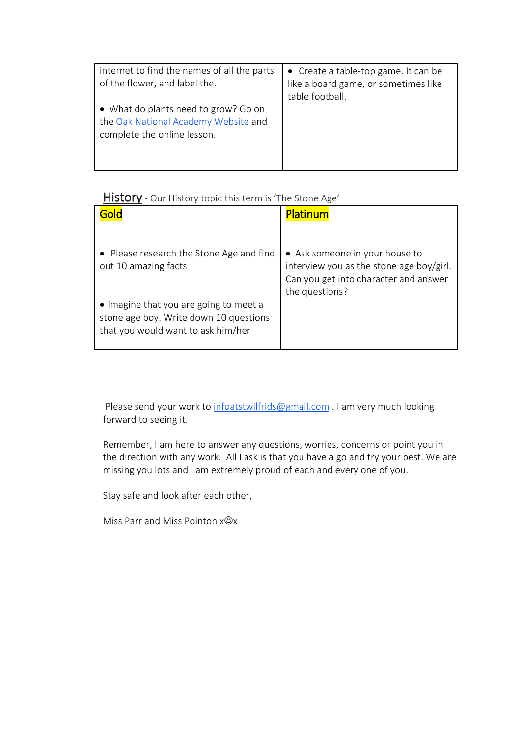| | |
|---|---|
| internet to find the names of all the parts of the flower, and label the.<br><br>• What do plants need to grow? Go on the [Oak National Academy Website]() and complete the online lesson. | • Create a table-top game. It can be like a board game, or sometimes like table football. |

## History - Our History topic this term is 'The Stone Age'

| Gold | Platinum |
|---|---|
| • Please research the Stone Age and find out 10 amazing facts<br><br>• Imagine that you are going to meet a stone age boy. Write down 10 questions that you would want to ask him/her | • Ask someone in your house to interview you as the stone age boy/girl. Can you get into character and answer the questions? |

Please send your work to infoatstwilfrids@gmail.com . I am very much looking forward to seeing it.

Remember, I am here to answer any questions, worries, concerns or point you in the direction with any work. All I ask is that you have a go and try your best. We are missing you lots and I am extremely proud of each and every one of you.

Stay safe and look after each other,

Miss Parr and Miss Pointon x☺x